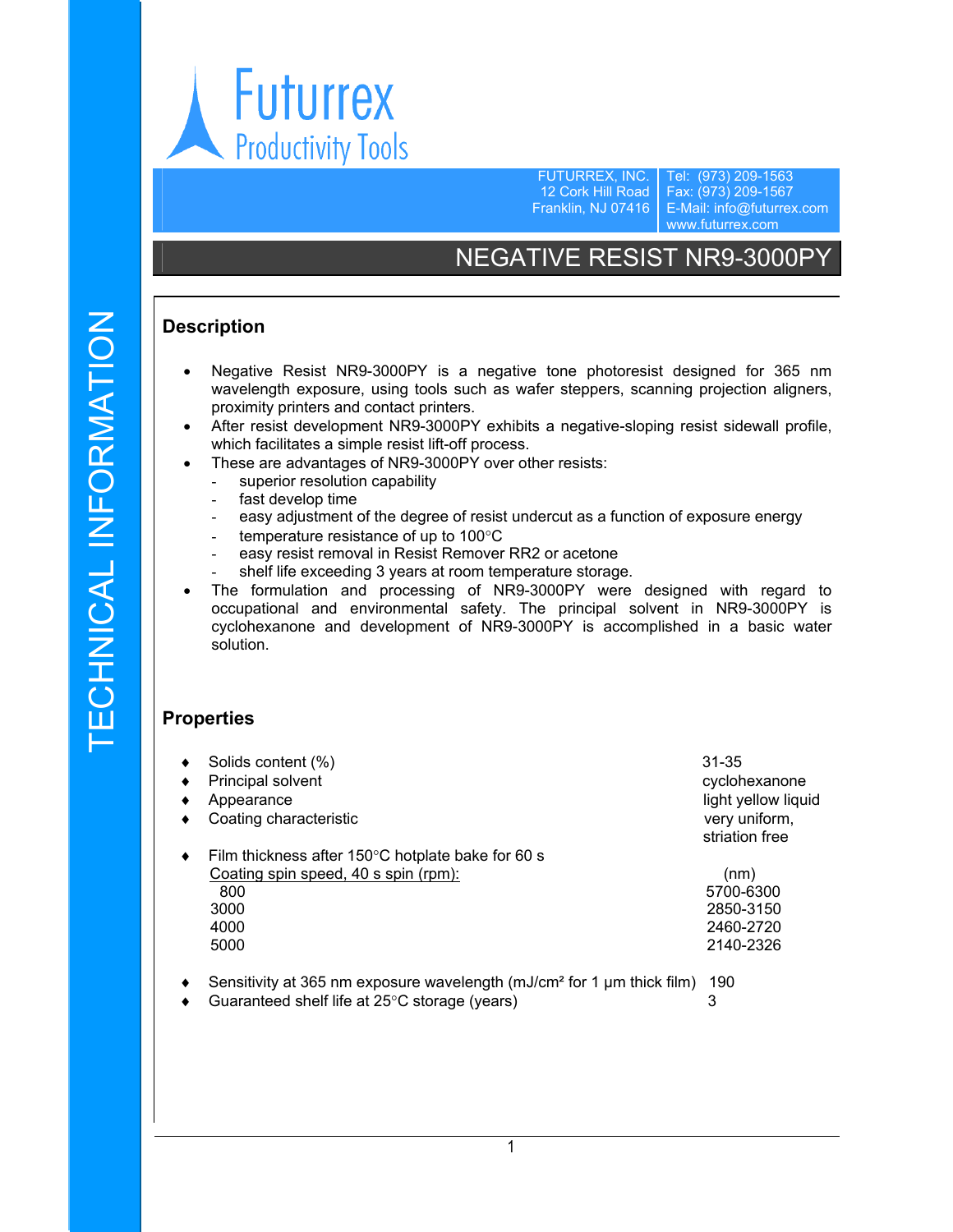Futurrex

Productivity Tools

FUTURREX, INC.
12 Cork Hill Road
Franklin, NJ 07416

Tel: (973) 209-1563
Fax: (973) 209-1567
E-Mail: info@futurrex.com
www.futurrex.com

TECHNICAL INFORMATION

# NEGATIVE RESIST NR9-3000PY

## Description

- Negative Resist NR9-3000PY is a negative tone photoresist designed for 365 nm wavelength exposure, using tools such as wafer steppers, scanning projection aligners, proximity printers and contact printers.
- After resist development NR9-3000PY exhibits a negative-sloping resist sidewall profile, which facilitates a simple resist lift-off process.
- These are advantages of NR9-3000PY over other resists:
  - superior resolution capability
  - fast develop time
  - easy adjustment of the degree of resist undercut as a function of exposure energy
  - temperature resistance of up to 100°C
  - easy resist removal in Resist Remover RR2 or acetone
  - shelf life exceeding 3 years at room temperature storage.
- The formulation and processing of NR9-3000PY were designed with regard to occupational and environmental safety. The principal solvent in NR9-3000PY is cyclohexanone and development of NR9-3000PY is accomplished in a basic water solution.

## Properties

- Solids content (%): 31-35
- Principal solvent: cyclohexanone
- Appearance: light yellow liquid
- Coating characteristic: very uniform, striation free
- Film thickness after 150°C hotplate bake for 60 s

| Coating spin speed, 40 s spin (rpm): | (nm) |
|---|---|
| 800 | 5700-6300 |
| 3000 | 2850-3150 |
| 4000 | 2460-2720 |
| 5000 | 2140-2326 |

- Sensitivity at 365 nm exposure wavelength (mJ/cm² for 1 µm thick film): 190
- Guaranteed shelf life at 25°C storage (years): 3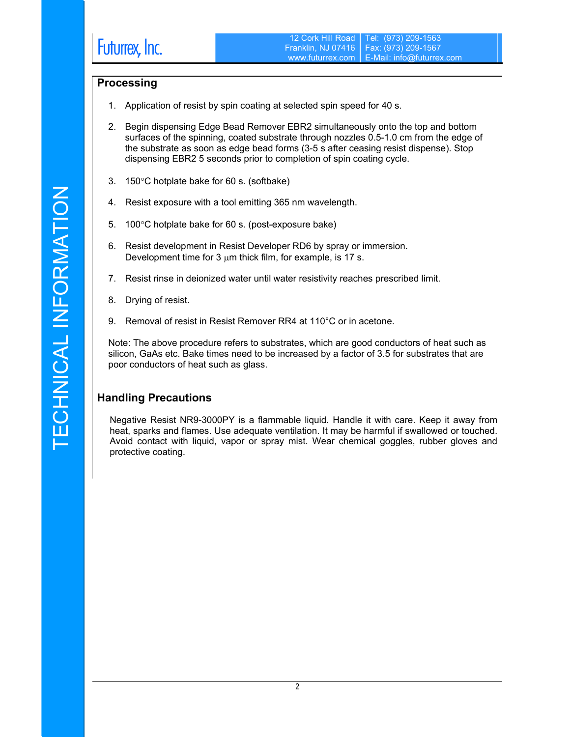## Processing

1. Application of resist by spin coating at selected spin speed for 40 s.

2. Begin dispensing Edge Bead Remover EBR2 simultaneously onto the top and bottom surfaces of the spinning, coated substrate through nozzles 0.5-1.0 cm from the edge of the substrate as soon as edge bead forms (3-5 s after ceasing resist dispense). Stop dispensing EBR2 5 seconds prior to completion of spin coating cycle.

3. 150°C hotplate bake for 60 s. (softbake)

4. Resist exposure with a tool emitting 365 nm wavelength.

5. 100°C hotplate bake for 60 s. (post-exposure bake)

6. Resist development in Resist Developer RD6 by spray or immersion. Development time for 3 μm thick film, for example, is 17 s.

7. Resist rinse in deionized water until water resistivity reaches prescribed limit.

8. Drying of resist.

9. Removal of resist in Resist Remover RR4 at 110°C or in acetone.

Note: The above procedure refers to substrates, which are good conductors of heat such as silicon, GaAs etc. Bake times need to be increased by a factor of 3.5 for substrates that are poor conductors of heat such as glass.

## Handling Precautions

Negative Resist NR9-3000PY is a flammable liquid. Handle it with care. Keep it away from heat, sparks and flames. Use adequate ventilation. It may be harmful if swallowed or touched. Avoid contact with liquid, vapor or spray mist. Wear chemical goggles, rubber gloves and protective coating.